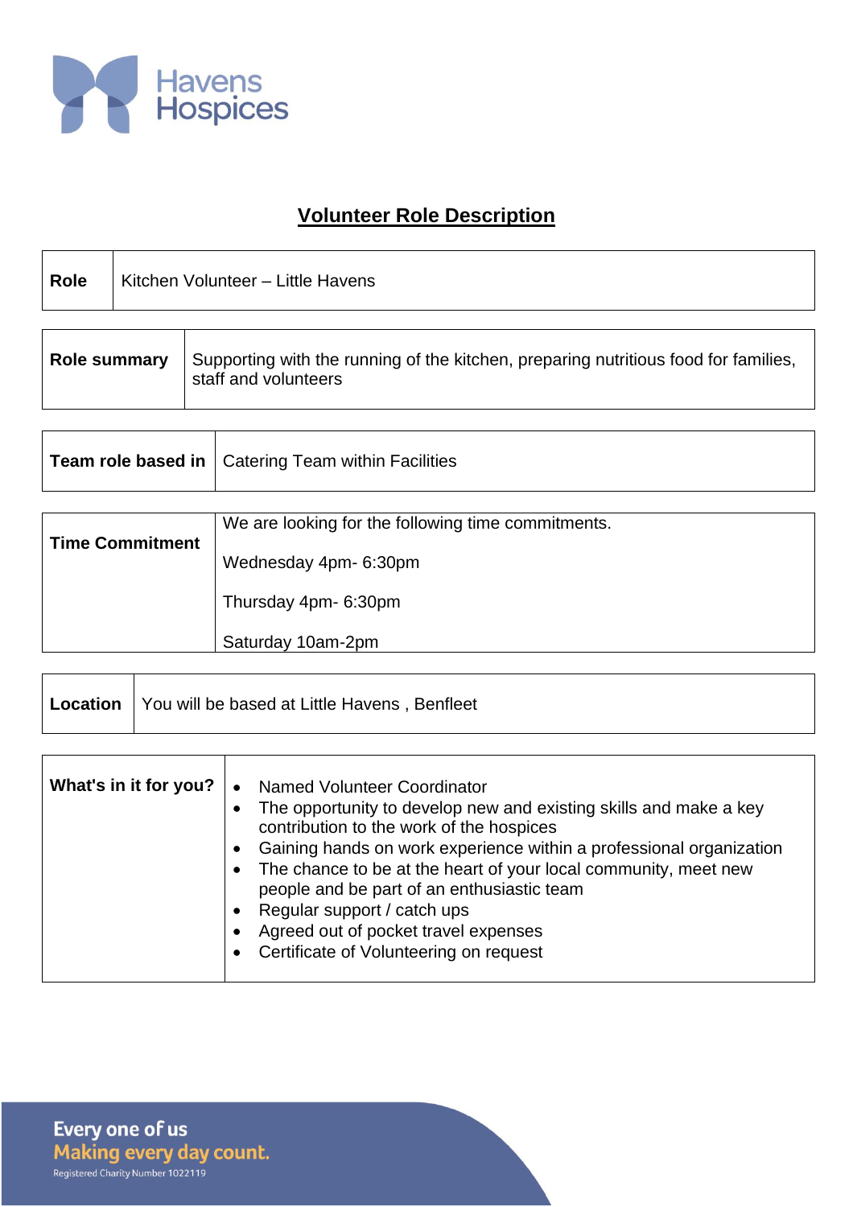Havens Hospices

# Volunteer Role Description

| **Role** | Kitchen Volunteer – Little Havens |
|---|---|

| **Role summary** | Supporting with the running of the kitchen, preparing nutritious food for families, staff and volunteers |
|---|---|

| **Team role based in** | Catering Team within Facilities |
|---|---|

| **Time Commitment** | We are looking for the following time commitments.<br><br>Wednesday 4pm- 6:30pm<br><br>Thursday 4pm- 6:30pm<br><br>Saturday 10am-2pm |
|---|---|

| **Location** | You will be based at Little Havens , Benfleet |
|---|---|

| **What's in it for you?** | • Named Volunteer Coordinator<br>• The opportunity to develop new and existing skills and make a key contribution to the work of the hospices<br>• Gaining hands on work experience within a professional organization<br>• The chance to be at the heart of your local community, meet new people and be part of an enthusiastic team<br>• Regular support / catch ups<br>• Agreed out of pocket travel expenses<br>• Certificate of Volunteering on request |
|---|---|

Every one of us
Making every day count.
Registered Charity Number 1022119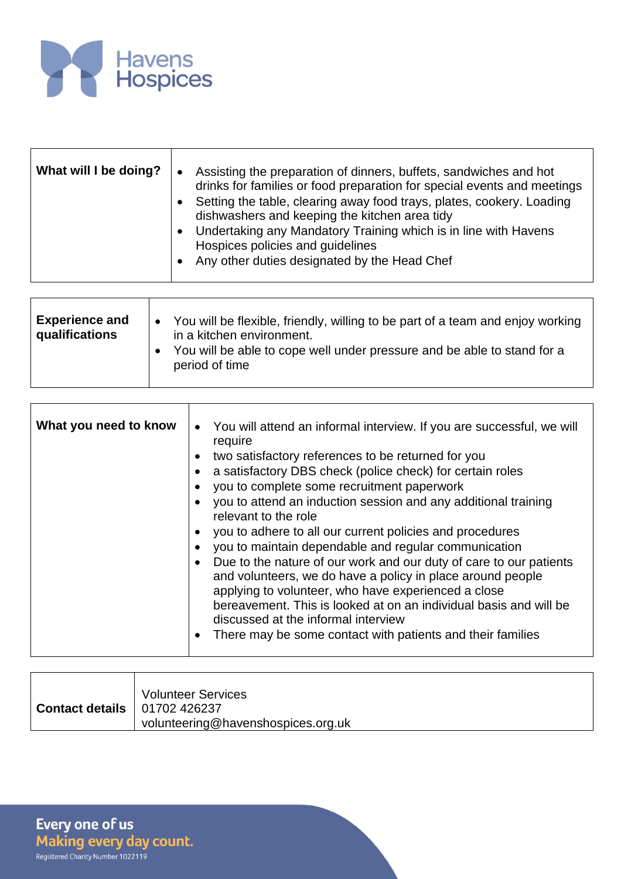Havens Hospices

| What will I be doing? | • Assisting the preparation of dinners, buffets, sandwiches and hot drinks for families or food preparation for special events and meetings<br>• Setting the table, clearing away food trays, plates, cookery. Loading dishwashers and keeping the kitchen area tidy<br>• Undertaking any Mandatory Training which is in line with Havens Hospices policies and guidelines<br>• Any other duties designated by the Head Chef |
|---|---|

| Experience and qualifications | • You will be flexible, friendly, willing to be part of a team and enjoy working in a kitchen environment.<br>• You will be able to cope well under pressure and be able to stand for a period of time |
|---|---|

| What you need to know | • You will attend an informal interview. If you are successful, we will require<br>• two satisfactory references to be returned for you<br>• a satisfactory DBS check (police check) for certain roles<br>• you to complete some recruitment paperwork<br>• you to attend an induction session and any additional training relevant to the role<br>• you to adhere to all our current policies and procedures<br>• you to maintain dependable and regular communication<br>• Due to the nature of our work and our duty of care to our patients and volunteers, we do have a policy in place around people applying to volunteer, who have experienced a close bereavement. This is looked at on an individual basis and will be discussed at the informal interview<br>• There may be some contact with patients and their families |
|---|---|

| Contact details | Volunteer Services<br>01702 426237<br>volunteering@havenshospices.org.uk |
|---|---|

**Every one of us**
**Making every day count.**
Registered Charity Number 1022119